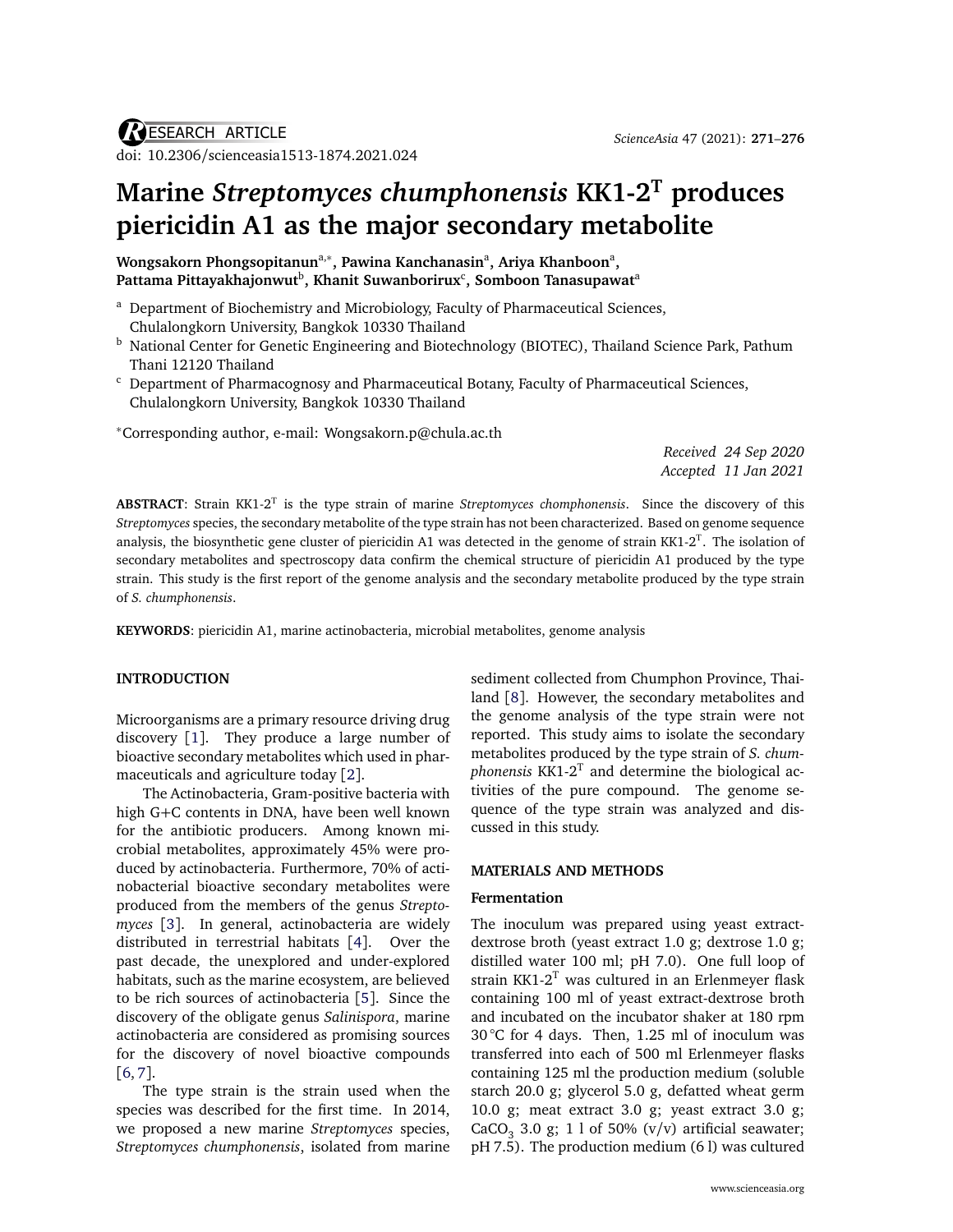RESEARCH ARTICLE

doi: 10.2306/scienceasia1513-1874.2021.024

# Marine *Streptomyces chumphonensis* KK1-2$^T$ produces piericidin A1 as the major secondary metabolite

**Wongsakorn Phongsopitanun**[a,*], **Pawina Kanchanasin**[a], **Ariya Khanboon**[a], **Pattama Pittayakhajonwut**[b], **Khanit Suwanborirux**[c], **Somboon Tanasupawat**[a]

[a] Department of Biochemistry and Microbiology, Faculty of Pharmaceutical Sciences, Chulalongkorn University, Bangkok 10330 Thailand

[b] National Center for Genetic Engineering and Biotechnology (BIOTEC), Thailand Science Park, Pathum Thani 12120 Thailand

[c] Department of Pharmacognosy and Pharmaceutical Botany, Faculty of Pharmaceutical Sciences, Chulalongkorn University, Bangkok 10330 Thailand

*Corresponding author, e-mail: Wongsakorn.p@chula.ac.th

*Received 24 Sep 2020*
*Accepted 11 Jan 2021*

**ABSTRACT**: Strain KK1-2$^T$ is the type strain of marine *Streptomyces chomphonensis*. Since the discovery of this *Streptomyces* species, the secondary metabolite of the type strain has not been characterized. Based on genome sequence analysis, the biosynthetic gene cluster of piericidin A1 was detected in the genome of strain KK1-2$^T$. The isolation of secondary metabolites and spectroscopy data confirm the chemical structure of piericidin A1 produced by the type strain. This study is the first report of the genome analysis and the secondary metabolite produced by the type strain of *S. chumphonensis*.

**KEYWORDS**: piericidin A1, marine actinobacteria, microbial metabolites, genome analysis

## INTRODUCTION

Microorganisms are a primary resource driving drug discovery [1]. They produce a large number of bioactive secondary metabolites which used in pharmaceuticals and agriculture today [2].

The Actinobacteria, Gram-positive bacteria with high G+C contents in DNA, have been well known for the antibiotic producers. Among known microbial metabolites, approximately 45% were produced by actinobacteria. Furthermore, 70% of actinobacterial bioactive secondary metabolites were produced from the members of the genus *Streptomyces* [3]. In general, actinobacteria are widely distributed in terrestrial habitats [4]. Over the past decade, the unexplored and under-explored habitats, such as the marine ecosystem, are believed to be rich sources of actinobacteria [5]. Since the discovery of the obligate genus *Salinispora*, marine actinobacteria are considered as promising sources for the discovery of novel bioactive compounds [6,7].

The type strain is the strain used when the species was described for the first time. In 2014, we proposed a new marine *Streptomyces* species, *Streptomyces chumphonensis*, isolated from marine sediment collected from Chumphon Province, Thailand [8]. However, the secondary metabolites and the genome analysis of the type strain were not reported. This study aims to isolate the secondary metabolites produced by the type strain of *S. chumphonensis* KK1-2$^T$ and determine the biological activities of the pure compound. The genome sequence of the type strain was analyzed and discussed in this study.

## MATERIALS AND METHODS

### Fermentation

The inoculum was prepared using yeast extract-dextrose broth (yeast extract 1.0 g; dextrose 1.0 g; distilled water 100 ml; pH 7.0). One full loop of strain KK1-2$^T$ was cultured in an Erlenmeyer flask containing 100 ml of yeast extract-dextrose broth and incubated on the incubator shaker at 180 rpm 30 °C for 4 days. Then, 1.25 ml of inoculum was transferred into each of 500 ml Erlenmeyer flasks containing 125 ml the production medium (soluble starch 20.0 g; glycerol 5.0 g, defatted wheat germ 10.0 g; meat extract 3.0 g; yeast extract 3.0 g; $CaCO_3$ 3.0 g; 1 l of 50% (v/v) artificial seawater; pH 7.5). The production medium (6 l) was cultured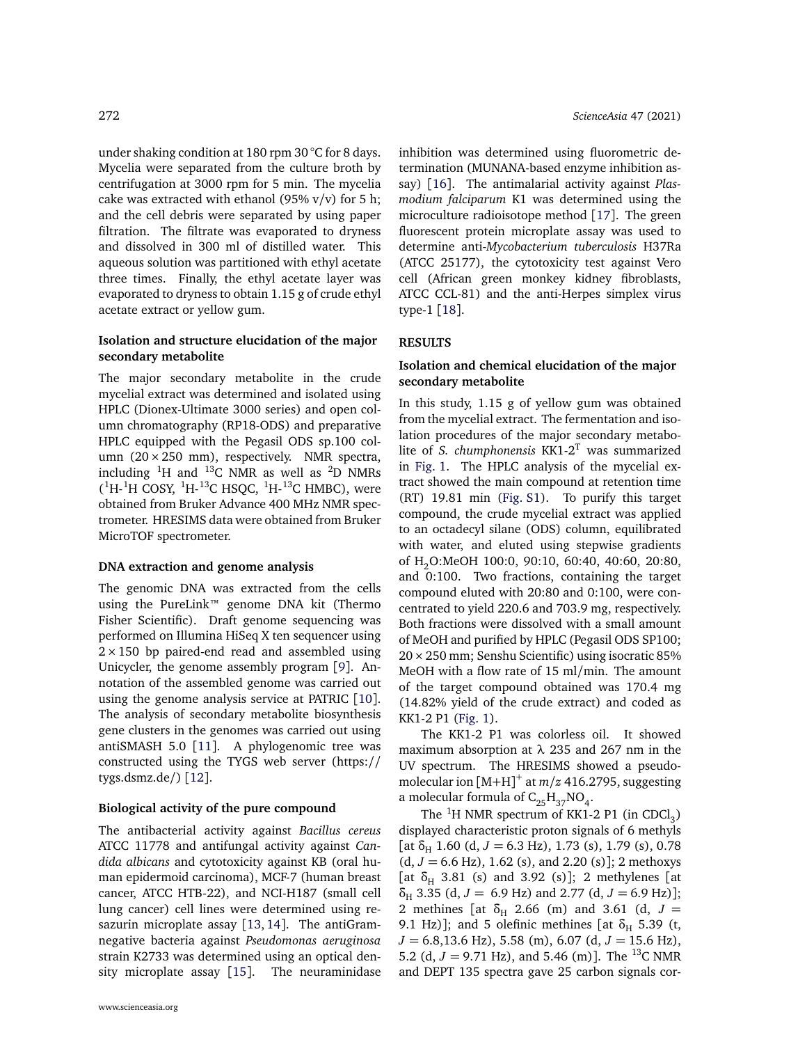under shaking condition at 180 rpm 30 °C for 8 days. Mycelia were separated from the culture broth by centrifugation at 3000 rpm for 5 min. The mycelia cake was extracted with ethanol (95% v/v) for 5 h; and the cell debris were separated by using paper filtration. The filtrate was evaporated to dryness and dissolved in 300 ml of distilled water. This aqueous solution was partitioned with ethyl acetate three times. Finally, the ethyl acetate layer was evaporated to dryness to obtain 1.15 g of crude ethyl acetate extract or yellow gum.

### Isolation and structure elucidation of the major secondary metabolite

The major secondary metabolite in the crude mycelial extract was determined and isolated using HPLC (Dionex-Ultimate 3000 series) and open column chromatography (RP18-ODS) and preparative HPLC equipped with the Pegasil ODS sp.100 column (20 × 250 mm), respectively. NMR spectra, including $^{1}$H and $^{13}$C NMR as well as $^{2}$D NMRs ($^{1}$H-$^{1}$H COSY, $^{1}$H-$^{13}$C HSQC, $^{1}$H-$^{13}$C HMBC), were obtained from Bruker Advance 400 MHz NMR spectrometer. HRESIMS data were obtained from Bruker MicroTOF spectrometer.

### DNA extraction and genome analysis

The genomic DNA was extracted from the cells using the PureLink™ genome DNA kit (Thermo Fisher Scientific). Draft genome sequencing was performed on Illumina HiSeq X ten sequencer using 2 × 150 bp paired-end read and assembled using Unicycler, the genome assembly program [9]. Annotation of the assembled genome was carried out using the genome analysis service at PATRIC [10]. The analysis of secondary metabolite biosynthesis gene clusters in the genomes was carried out using antiSMASH 5.0 [11]. A phylogenomic tree was constructed using the TYGS web server (https://tygs.dsmz.de/) [12].

### Biological activity of the pure compound

The antibacterial activity against *Bacillus cereus* ATCC 11778 and antifungal activity against *Candida albicans* and cytotoxicity against KB (oral human epidermoid carcinoma), MCF-7 (human breast cancer, ATCC HTB-22), and NCI-H187 (small cell lung cancer) cell lines were determined using resazurin microplate assay [13, 14]. The antiGram-negative bacteria against *Pseudomonas aeruginosa* strain K2733 was determined using an optical density microplate assay [15]. The neuraminidase inhibition was determined using fluorometric determination (MUNANA-based enzyme inhibition assay) [16]. The antimalarial activity against *Plasmodium falciparum* K1 was determined using the microculture radioisotope method [17]. The green fluorescent protein microplate assay was used to determine anti-*Mycobacterium tuberculosis* H37Ra (ATCC 25177), the cytotoxicity test against Vero cell (African green monkey kidney fibroblasts, ATCC CCL-81) and the anti-Herpes simplex virus type-1 [18].

## RESULTS

### Isolation and chemical elucidation of the major secondary metabolite

In this study, 1.15 g of yellow gum was obtained from the mycelial extract. The fermentation and isolation procedures of the major secondary metabolite of *S. chumphonensis* KK1-2$^{T}$ was summarized in Fig. 1. The HPLC analysis of the mycelial extract showed the main compound at retention time (RT) 19.81 min (Fig. S1). To purify this target compound, the crude mycelial extract was applied to an octadecyl silane (ODS) column, equilibrated with water, and eluted using stepwise gradients of $H_2O$:MeOH 100:0, 90:10, 60:40, 40:60, 20:80, and 0:100. Two fractions, containing the target compound eluted with 20:80 and 0:100, were concentrated to yield 220.6 and 703.9 mg, respectively. Both fractions were dissolved with a small amount of MeOH and purified by HPLC (Pegasil ODS SP100; 20 × 250 mm; Senshu Scientific) using isocratic 85% MeOH with a flow rate of 15 ml/min. The amount of the target compound obtained was 170.4 mg (14.82% yield of the crude extract) and coded as KK1-2 P1 (Fig. 1).

The KK1-2 P1 was colorless oil. It showed maximum absorption at λ 235 and 267 nm in the UV spectrum. The HRESIMS showed a pseudomolecular ion $[M+H]^+$ at $m/z$ 416.2795, suggesting a molecular formula of $C_{25}H_{37}NO_4$.

The $^{1}$H NMR spectrum of KK1-2 P1 (in $CDCl_3$) displayed characteristic proton signals of 6 methyls [at $\delta_H$ 1.60 (d, $J = 6.3$ Hz), 1.73 (s), 1.79 (s), 0.78 (d, $J = 6.6$ Hz), 1.62 (s), and 2.20 (s)]; 2 methoxys [at $\delta_H$ 3.81 (s) and 3.92 (s)]; 2 methylenes [at $\delta_H$ 3.35 (d, $J = 6.9$ Hz) and 2.77 (d, $J = 6.9$ Hz)]; 2 methines [at $\delta_H$ 2.66 (m) and 3.61 (d, $J = 9.1$ Hz)]; and 5 olefinic methines [at $\delta_H$ 5.39 (t, $J = 6.8$,13.6 Hz), 5.58 (m), 6.07 (d, $J = 15.6$ Hz), 5.2 (d, $J = 9.71$ Hz), and 5.46 (m)]. The $^{13}$C NMR and DEPT 135 spectra gave 25 carbon signals cor-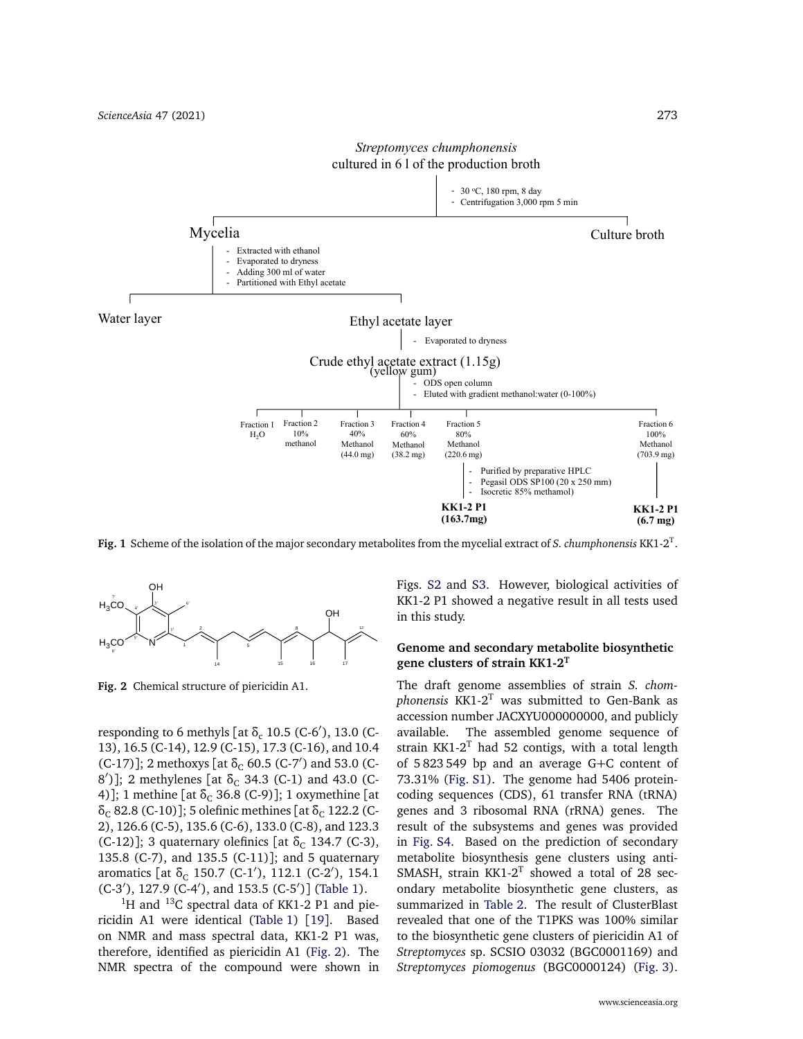**Fig. 1** Scheme of the isolation of the major secondary metabolites from the mycelial extract of *S. chumphonensis* KK1-2$^T$.

**Fig. 2** Chemical structure of piericidin A1.

responding to 6 methyls [at $\delta_c$ 10.5 (C-6′), 13.0 (C-13), 16.5 (C-14), 12.9 (C-15), 17.3 (C-16), and 10.4 (C-17)]; 2 methoxys [at $\delta_C$ 60.5 (C-7′) and 53.0 (C-8′)]; 2 methylenes [at $\delta_C$ 34.3 (C-1) and 43.0 (C-4)]; 1 methine [at $\delta_C$ 36.8 (C-9)]; 1 oxymethine [at $\delta_C$ 82.8 (C-10)]; 5 olefinic methines [at $\delta_C$ 122.2 (C-2), 126.6 (C-5), 135.6 (C-6), 133.0 (C-8), and 123.3 (C-12)]; 3 quaternary olefinics [at $\delta_C$ 134.7 (C-3), 135.8 (C-7), and 135.5 (C-11)]; and 5 quaternary aromatics [at $\delta_C$ 150.7 (C-1′), 112.1 (C-2′), 154.1 (C-3′), 127.9 (C-4′), and 153.5 (C-5′)] (Table 1).

$^1$H and $^{13}$C spectral data of KK1-2 P1 and piericidin A1 were identical (Table 1) [19]. Based on NMR and mass spectral data, KK1-2 P1 was, therefore, identified as piericidin A1 (Fig. 2). The NMR spectra of the compound were shown in Figs. S2 and S3. However, biological activities of KK1-2 P1 showed a negative result in all tests used in this study.

## Genome and secondary metabolite biosynthetic gene clusters of strain KK1-2$^T$

The draft genome assemblies of strain *S. chomphonensis* KK1-2$^T$ was submitted to Gen-Bank as accession number JACXYU000000000, and publicly available. The assembled genome sequence of strain KK1-2$^T$ had 52 contigs, with a total length of 5 823 549 bp and an average G+C content of 73.31% (Fig. S1). The genome had 5406 protein-coding sequences (CDS), 61 transfer RNA (tRNA) genes and 3 ribosomal RNA (rRNA) genes. The result of the subsystems and genes was provided in Fig. S4. Based on the prediction of secondary metabolite biosynthesis gene clusters using anti-SMASH, strain KK1-2$^T$ showed a total of 28 secondary metabolite biosynthetic gene clusters, as summarized in Table 2. The result of ClusterBlast revealed that one of the T1PKS was 100% similar to the biosynthetic gene clusters of piericidin A1 of *Streptomyces* sp. SCSIO 03032 (BGC0001169) and *Streptomyces piomogenus* (BGC0000124) (Fig. 3).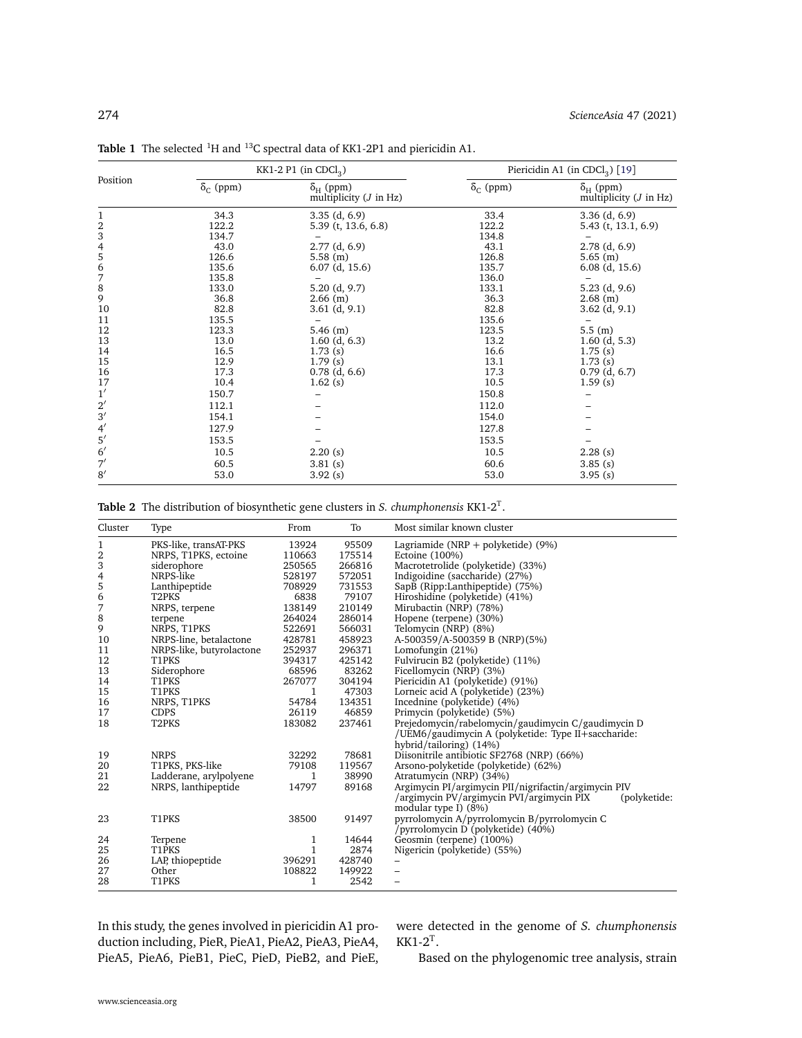**Table 1** The selected $^{1}H$ and $^{13}C$ spectral data of KK1-2P1 and piericidin A1.

| Position | KK1-2 P1 (in $CDCl_3$) | | Piericidin A1 (in $CDCl_3$) [19] | |
|---|---|---|---|---|
| | $\delta_C$ (ppm) | $\delta_H$ (ppm) multiplicity ($J$ in Hz) | $\delta_C$ (ppm) | $\delta_H$ (ppm) multiplicity ($J$ in Hz) |
| 1 | 34.3 | 3.35 (d, 6.9) | 33.4 | 3.36 (d, 6.9) |
| 2 | 122.2 | 5.39 (t, 13.6, 6.8) | 122.2 | 5.43 (t, 13.1, 6.9) |
| 3 | 134.7 | – | 134.8 | – |
| 4 | 43.0 | 2.77 (d, 6.9) | 43.1 | 2.78 (d, 6.9) |
| 5 | 126.6 | 5.58 (m) | 126.8 | 5.65 (m) |
| 6 | 135.6 | 6.07 (d, 15.6) | 135.7 | 6.08 (d, 15.6) |
| 7 | 135.8 | – | 136.0 | – |
| 8 | 133.0 | 5.20 (d, 9.7) | 133.1 | 5.23 (d, 9.6) |
| 9 | 36.8 | 2.66 (m) | 36.3 | 2.68 (m) |
| 10 | 82.8 | 3.61 (d, 9.1) | 82.8 | 3.62 (d, 9.1) |
| 11 | 135.5 | – | 135.6 | – |
| 12 | 123.3 | 5.46 (m) | 123.5 | 5.5 (m) |
| 13 | 13.0 | 1.60 (d, 6.3) | 13.2 | 1.60 (d, 5.3) |
| 14 | 16.5 | 1.73 (s) | 16.6 | 1.75 (s) |
| 15 | 12.9 | 1.79 (s) | 13.1 | 1.73 (s) |
| 16 | 17.3 | 0.78 (d, 6.6) | 17.3 | 0.79 (d, 6.7) |
| 17 | 10.4 | 1.62 (s) | 10.5 | 1.59 (s) |
| 1′ | 150.7 | – | 150.8 | – |
| 2′ | 112.1 | – | 112.0 | – |
| 3′ | 154.1 | – | 154.0 | – |
| 4′ | 127.9 | – | 127.8 | – |
| 5′ | 153.5 | – | 153.5 | – |
| 6′ | 10.5 | 2.20 (s) | 10.5 | 2.28 (s) |
| 7′ | 60.5 | 3.81 (s) | 60.6 | 3.85 (s) |
| 8′ | 53.0 | 3.92 (s) | 53.0 | 3.95 (s) |

**Table 2** The distribution of biosynthetic gene clusters in *S. chumphonensis* KK1-2$^{T}$.

| Cluster | Type | From | To | Most similar known cluster |
|---|---|---|---|---|
| 1 | PKS-like, transAT-PKS | 13924 | 95509 | Lagriamide (NRP + polyketide) (9%) |
| 2 | NRPS, T1PKS, ectoine | 110663 | 175514 | Ectoine (100%) |
| 3 | siderophore | 250565 | 266816 | Macrotetrolide (polyketide) (33%) |
| 4 | NRPS-like | 528197 | 572051 | Indigoidine (saccharide) (27%) |
| 5 | Lanthipeptide | 708929 | 731553 | SapB (Ripp:Lanthipeptide) (75%) |
| 6 | T2PKS | 6838 | 79107 | Hiroshidine (polyketide) (41%) |
| 7 | NRPS, terpene | 138149 | 210149 | Mirubactin (NRP) (78%) |
| 8 | terpene | 264024 | 286014 | Hopene (terpene) (30%) |
| 9 | NRPS, T1PKS | 522691 | 566031 | Telomycin (NRP) (8%) |
| 10 | NRPS-line, betalactone | 428781 | 458923 | A-500359/A-500359 B (NRP)(5%) |
| 11 | NRPS-like, butyrolactone | 252937 | 296371 | Lomofungin (21%) |
| 12 | T1PKS | 394317 | 425142 | Fulvirucin B2 (polyketide) (11%) |
| 13 | Siderophore | 68596 | 83262 | Ficellomycin (NRP) (3%) |
| 14 | T1PKS | 267077 | 304194 | Piericidin A1 (polyketide) (91%) |
| 15 | T1PKS | 1 | 47303 | Lorneic acid A (polyketide) (23%) |
| 16 | NRPS, T1PKS | 54784 | 134351 | Incednine (polyketide) (4%) |
| 17 | CDPS | 26119 | 46859 | Primycin (polyketide) (5%) |
| 18 | T2PKS | 183082 | 237461 | Prejedomycin/rabelomycin/gaudimycin C/gaudimycin D /UEM6/gaudimycin A (polyketide: Type II+saccharide: hybrid/tailoring) (14%) |
| 19 | NRPS | 32292 | 78681 | Diisonitrile antibiotic SF2768 (NRP) (66%) |
| 20 | T1PKS, PKS-like | 79108 | 119567 | Arsono-polyketide (polyketide) (62%) |
| 21 | Ladderane, arylpolyene | 1 | 38990 | Atratumycin (NRP) (34%) |
| 22 | NRPS, lanthipeptide | 14797 | 89168 | Argimycin PI/argimycin PII/nigrifactin/argimycin PIV /argimycin PV/argimycin PVI/argimycin PIX (polyketide: modular type I) (8%) |
| 23 | T1PKS | 38500 | 91497 | pyrrolomycin A/pyrrolomycin B/pyrrolomycin C /pyrrolomycin D (polyketide) (40%) |
| 24 | Terpene | 1 | 14644 | Geosmin (terpene) (100%) |
| 25 | T1PKS | 1 | 2874 | Nigericin (polyketide) (55%) |
| 26 | LAP, thiopeptide | 396291 | 428740 | – |
| 27 | Other | 108822 | 149922 | – |
| 28 | T1PKS | 1 | 2542 | – |

In this study, the genes involved in piericidin A1 production including, PieR, PieA1, PieA2, PieA3, PieA4, PieA5, PieA6, PieB1, PieC, PieD, PieB2, and PieE, were detected in the genome of *S. chumphonensis* KK1-2$^{T}$.

Based on the phylogenomic tree analysis, strain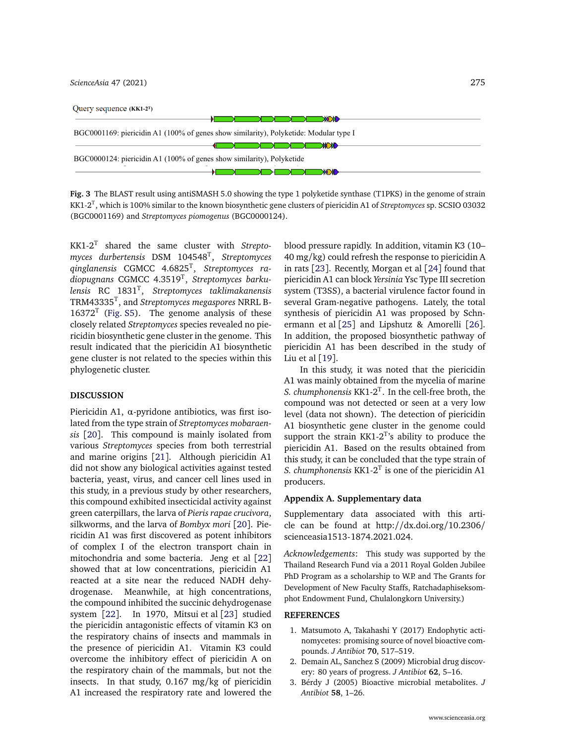Query sequence (KK1-2$^T$)

BGC0001169: piericidin A1 (100% of genes show similarity), Polyketide: Modular type I

BGC0000124: piericidin A1 (100% of genes show similarity), Polyketide

**Fig. 3** The BLAST result using antiSMASH 5.0 showing the type 1 polyketide synthase (T1PKS) in the genome of strain KK1-2$^T$, which is 100% similar to the known biosynthetic gene clusters of piericidin A1 of *Streptomyces* sp. SCSIO 03032 (BGC0001169) and *Streptomyces piomogenus* (BGC0000124).

KK1-2$^T$ shared the same cluster with *Streptomyces durbertensis* DSM 104548$^T$, *Streptomyces qinglanensis* CGMCC 4.6825$^T$, *Streptomyces radiopugnans* CGMCC 4.3519$^T$, *Streptomyces barkulensis* RC 1831$^T$, *Streptomyces taklimakanensis* TRM43335$^T$, and *Streptomyces megaspores* NRRL B-16372$^T$ (Fig. S5). The genome analysis of these closely related *Streptomyces* species revealed no piericidin biosynthetic gene cluster in the genome. This result indicated that the piericidin A1 biosynthetic gene cluster is not related to the species within this phylogenetic cluster.

## DISCUSSION

Piericidin A1, α-pyridone antibiotics, was first isolated from the type strain of *Streptomyces mobaraensis* [20]. This compound is mainly isolated from various *Streptomyces* species from both terrestrial and marine origins [21]. Although piericidin A1 did not show any biological activities against tested bacteria, yeast, virus, and cancer cell lines used in this study, in a previous study by other researchers, this compound exhibited insecticidal activity against green caterpillars, the larva of *Pieris rapae crucivora*, silkworms, and the larva of *Bombyx mori* [20]. Piericidin A1 was first discovered as potent inhibitors of complex I of the electron transport chain in mitochondria and some bacteria. Jeng et al [22] showed that at low concentrations, piericidin A1 reacted at a site near the reduced NADH dehydrogenase. Meanwhile, at high concentrations, the compound inhibited the succinic dehydrogenase system [22]. In 1970, Mitsui et al [23] studied the piericidin antagonistic effects of vitamin K3 on the respiratory chains of insects and mammals in the presence of piericidin A1. Vitamin K3 could overcome the inhibitory effect of piericidin A on the respiratory chain of the mammals, but not the insects. In that study, 0.167 mg/kg of piericidin A1 increased the respiratory rate and lowered the blood pressure rapidly. In addition, vitamin K3 (10–40 mg/kg) could refresh the response to piericidin A in rats [23]. Recently, Morgan et al [24] found that piericidin A1 can block *Yersinia* Ysc Type III secretion system (T3SS), a bacterial virulence factor found in several Gram-negative pathogens. Lately, the total synthesis of piericidin A1 was proposed by Schnermann et al [25] and Lipshutz & Amorelli [26]. In addition, the proposed biosynthetic pathway of piericidin A1 has been described in the study of Liu et al [19].

In this study, it was noted that the piericidin A1 was mainly obtained from the mycelia of marine *S. chumphonensis* KK1-2$^T$. In the cell-free broth, the compound was not detected or seen at a very low level (data not shown). The detection of piericidin A1 biosynthetic gene cluster in the genome could support the strain KK1-2$^T$'s ability to produce the piericidin A1. Based on the results obtained from this study, it can be concluded that the type strain of *S. chumphonensis* KK1-2$^T$ is one of the piericidin A1 producers.

### Appendix A. Supplementary data

Supplementary data associated with this article can be found at http://dx.doi.org/10.2306/scienceasia1513-1874.2021.024.

*Acknowledgements*: This study was supported by the Thailand Research Fund via a 2011 Royal Golden Jubilee PhD Program as a scholarship to W.P. and The Grants for Development of New Faculty Staffs, Ratchadaphiseksomphot Endowment Fund, Chulalongkorn University.)

## REFERENCES

1. Matsumoto A, Takahashi Y (2017) Endophytic actinomycetes: promising source of novel bioactive compounds. *J Antibiot* **70**, 517–519.
2. Demain AL, Sanchez S (2009) Microbial drug discovery: 80 years of progress. *J Antibiot* **62**, 5–16.
3. Bérdy J (2005) Bioactive microbial metabolites. *J Antibiot* **58**, 1–26.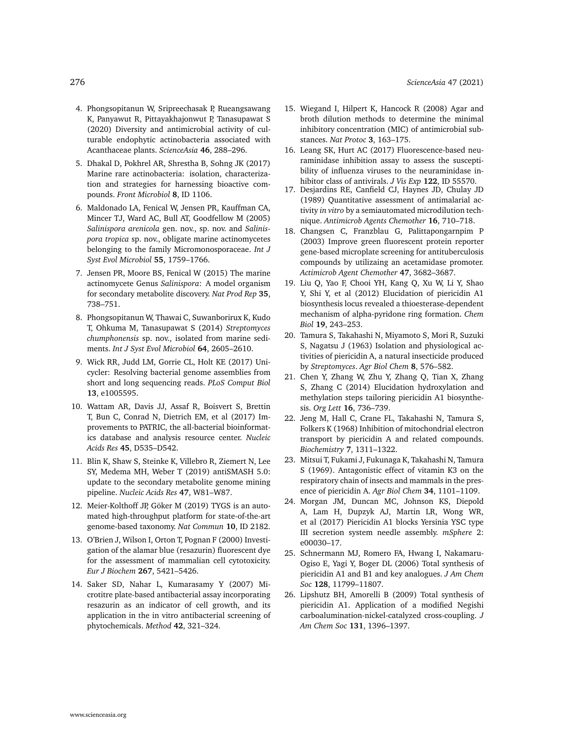4. Phongsopitanun W, Sripreechasak P, Rueangsawang K, Panyawut R, Pittayakhajonwut P, Tanasupawat S (2020) Diversity and antimicrobial activity of culturable endophytic actinobacteria associated with Acanthaceae plants. *ScienceAsia* **46**, 288–296.
5. Dhakal D, Pokhrel AR, Shrestha B, Sohng JK (2017) Marine rare actinobacteria: isolation, characterization and strategies for harnessing bioactive compounds. *Front Microbiol* **8**, ID 1106.
6. Maldonado LA, Fenical W, Jensen PR, Kauffman CA, Mincer TJ, Ward AC, Bull AT, Goodfellow M (2005) *Salinispora arenicola* gen. nov., sp. nov. and *Salinispora tropica* sp. nov., obligate marine actinomycetes belonging to the family Micromonosporaceae. *Int J Syst Evol Microbiol* **55**, 1759–1766.
7. Jensen PR, Moore BS, Fenical W (2015) The marine actinomycete Genus *Salinispora*: A model organism for secondary metabolite discovery. *Nat Prod Rep* **35**, 738–751.
8. Phongsopitanun W, Thawai C, Suwanborirux K, Kudo T, Ohkuma M, Tanasupawat S (2014) *Streptomyces chumphonensis* sp. nov., isolated from marine sediments. *Int J Syst Evol Microbiol* **64**, 2605–2610.
9. Wick RR, Judd LM, Gorrie CL, Holt KE (2017) Unicycler: Resolving bacterial genome assemblies from short and long sequencing reads. *PLoS Comput Biol* **13**, e1005595.
10. Wattam AR, Davis JJ, Assaf R, Boisvert S, Brettin T, Bun C, Conrad N, Dietrich EM, et al (2017) Improvements to PATRIC, the all-bacterial bioinformatics database and analysis resource center. *Nucleic Acids Res* **45**, D535–D542.
11. Blin K, Shaw S, Steinke K, Villebro R, Ziemert N, Lee SY, Medema MH, Weber T (2019) antiSMASH 5.0: update to the secondary metabolite genome mining pipeline. *Nucleic Acids Res* **47**, W81–W87.
12. Meier-Kolthoff JP, Göker M (2019) TYGS is an automated high-throughput platform for state-of-the-art genome-based taxonomy. *Nat Commun* **10**, ID 2182.
13. O'Brien J, Wilson I, Orton T, Pognan F (2000) Investigation of the alamar blue (resazurin) fluorescent dye for the assessment of mammalian cell cytotoxicity. *Eur J Biochem* **267**, 5421–5426.
14. Saker SD, Nahar L, Kumarasamy Y (2007) Microtitre plate-based antibacterial assay incorporating resazurin as an indicator of cell growth, and its application in the in vitro antibacterial screening of phytochemicals. *Method* **42**, 321–324.
15. Wiegand I, Hilpert K, Hancock R (2008) Agar and broth dilution methods to determine the minimal inhibitory concentration (MIC) of antimicrobial substances. *Nat Protoc* **3**, 163–175.
16. Leang SK, Hurt AC (2017) Fluorescence-based neuraminidase inhibition assay to assess the susceptibility of influenza viruses to the neuraminidase inhibitor class of antivirals. *J Vis Exp* **122**, ID 55570.
17. Desjardins RE, Canfield CJ, Haynes JD, Chulay JD (1989) Quantitative assessment of antimalarial activity *in vitro* by a semiautomated microdilution technique. *Antimicrob Agents Chemother* **16**, 710–718.
18. Changsen C, Franzblau G, Palittapongarnpim P (2003) Improve green fluorescent protein reporter gene-based microplate screening for antituberculosis compounds by utilizaing an acetamidase promoter. *Actimicrob Agent Chemother* **47**, 3682–3687.
19. Liu Q, Yao F, Chooi YH, Kang Q, Xu W, Li Y, Shao Y, Shi Y, et al (2012) Elucidation of piericidin A1 biosynthesis locus revealed a thioesterase-dependent mechanism of alpha-pyridone ring formation. *Chem Biol* **19**, 243–253.
20. Tamura S, Takahashi N, Miyamoto S, Mori R, Suzuki S, Nagatsu J (1963) Isolation and physiological activities of piericidin A, a natural insecticide produced by *Streptomyces*. *Agr Biol Chem* **8**, 576–582.
21. Chen Y, Zhang W, Zhu Y, Zhang Q, Tian X, Zhang S, Zhang C (2014) Elucidation hydroxylation and methylation steps tailoring piericidin A1 biosynthesis. *Org Lett* **16**, 736–739.
22. Jeng M, Hall C, Crane FL, Takahashi N, Tamura S, Folkers K (1968) Inhibition of mitochondrial electron transport by piericidin A and related compounds. *Biochemistry* **7**, 1311–1322.
23. Mitsui T, Fukami J, Fukunaga K, Takahashi N, Tamura S (1969). Antagonistic effect of vitamin K3 on the respiratory chain of insects and mammals in the presence of piericidin A. *Agr Biol Chem* **34**, 1101–1109.
24. Morgan JM, Duncan MC, Johnson KS, Diepold A, Lam H, Dupzyk AJ, Martin LR, Wong WR, et al (2017) Piericidin A1 blocks Yersinia YSC type III secretion system needle assembly. *mSphere* 2: e00030–17.
25. Schnermann MJ, Romero FA, Hwang I, Nakamaru-Ogiso E, Yagi Y, Boger DL (2006) Total synthesis of piericidin A1 and B1 and key analogues. *J Am Chem Soc* **128**, 11799–11807.
26. Lipshutz BH, Amorelli B (2009) Total synthesis of piericidin A1. Application of a modified Negishi carboalumination-nickel-catalyzed cross-coupling. *J Am Chem Soc* **131**, 1396–1397.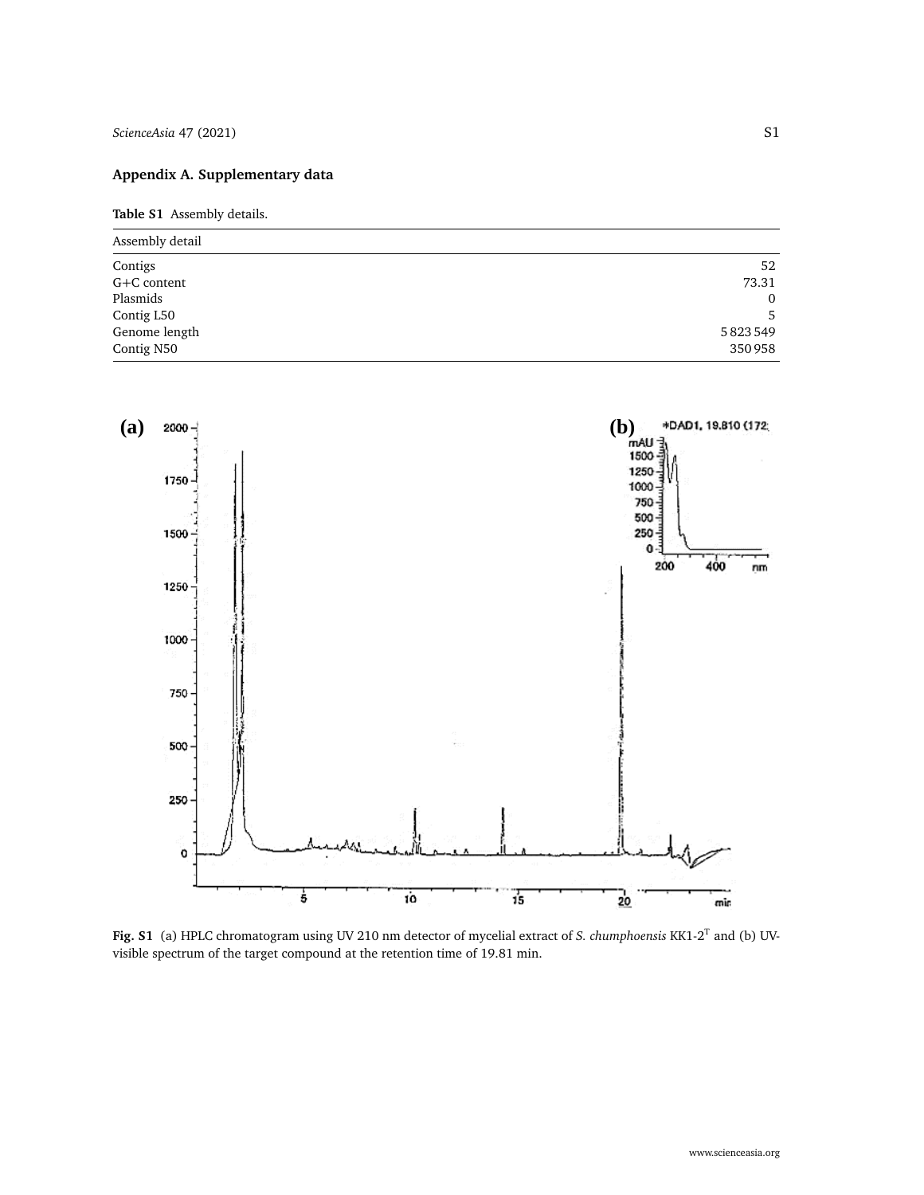## Appendix A. Supplementary data

**Table S1** Assembly details.

| Assembly detail | |
|---|---|
| Contigs | 52 |
| G+C content | 73.31 |
| Plasmids | 0 |
| Contig L50 | 5 |
| Genome length | 5 823 549 |
| Contig N50 | 350 958 |

**Fig. S1** (a) HPLC chromatogram using UV 210 nm detector of mycelial extract of *S. chumphoensis* KK1-2$^{T}$ and (b) UV-visible spectrum of the target compound at the retention time of 19.81 min.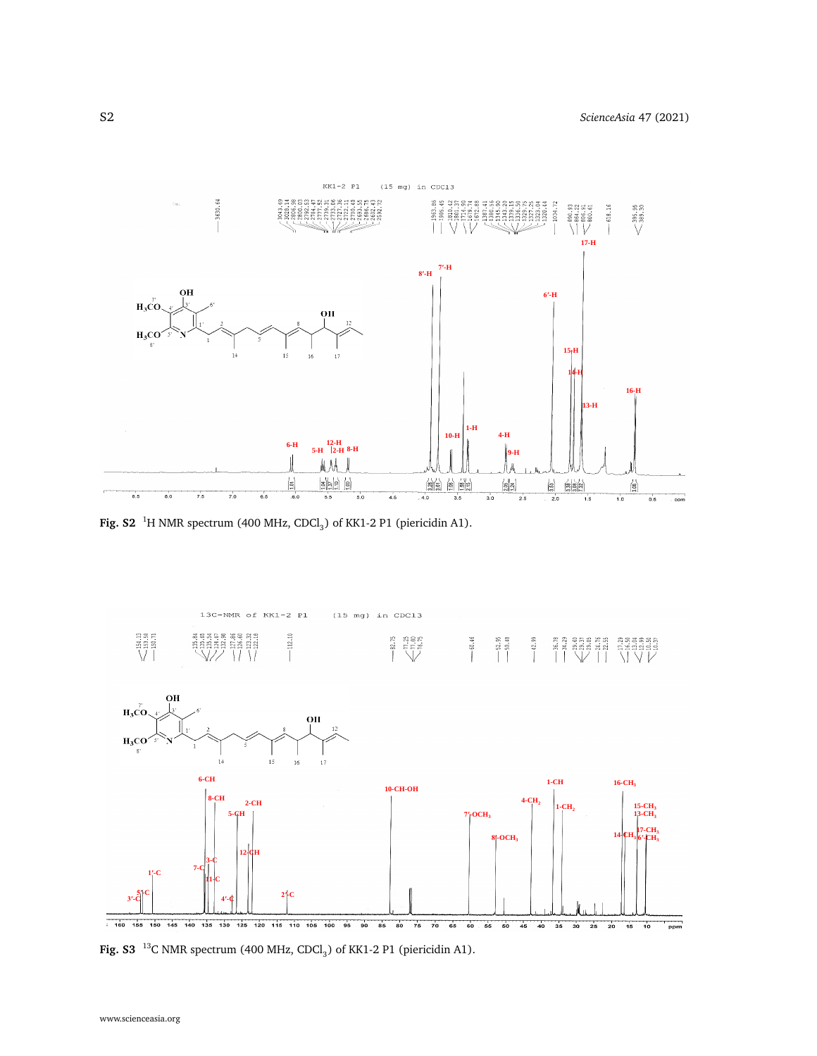**Fig. S2** $^{1}$H NMR spectrum (400 MHz, $CDCl_3$) of KK1-2 P1 (piericidin A1).

**Fig. S3** $^{13}$C NMR spectrum (400 MHz, $CDCl_3$) of KK1-2 P1 (piericidin A1).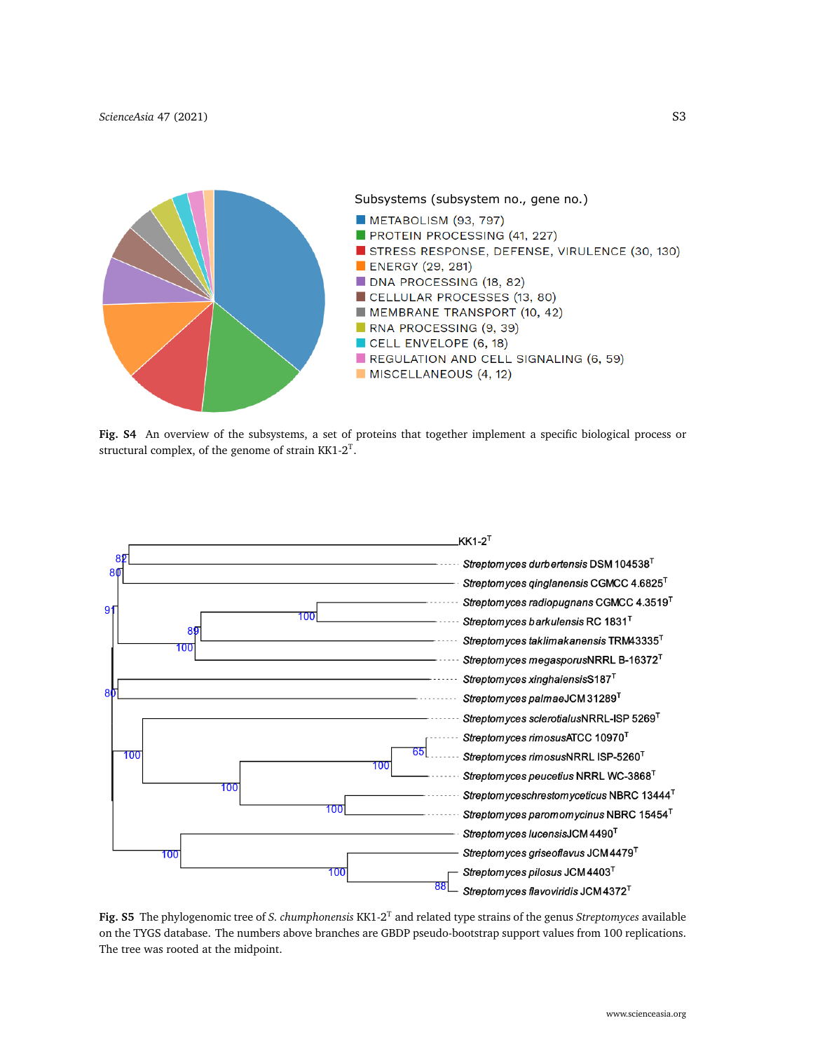Subsystems (subsystem no., gene no.)

METABOLISM (93, 797)
PROTEIN PROCESSING (41, 227)
STRESS RESPONSE, DEFENSE, VIRULENCE (30, 130)
ENERGY (29, 281)
DNA PROCESSING (18, 82)
CELLULAR PROCESSES (13, 80)
MEMBRANE TRANSPORT (10, 42)
RNA PROCESSING (9, 39)
CELL ENVELOPE (6, 18)
REGULATION AND CELL SIGNALING (6, 59)
MISCELLANEOUS (4, 12)

**Fig. S4** An overview of the subsystems, a set of proteins that together implement a specific biological process or structural complex, of the genome of strain KK1-2$^T$.

KK1-2$^T$
*Streptomyces durbertensis* DSM 104538$^T$
*Streptomyces qinglanensis* CGMCC 4.6825$^T$
*Streptomyces radiopugnans* CGMCC 4.3519$^T$
*Streptomyces barkulensis* RC 1831$^T$
*Streptomyces taklimakanensis* TRM43335$^T$
*Streptomyces megasporus* NRRL B-16372$^T$
*Streptomyces xinghaiensis* S187$^T$
*Streptomyces palmae* JCM 31289$^T$
*Streptomyces sclerotialus* NRRL-ISP 5269$^T$
*Streptomyces rimosus* ATCC 10970$^T$
*Streptomyces rimosus* NRRL ISP-5260$^T$
*Streptomyces peucetius* NRRL WC-3868$^T$
*Streptomyces chrestomyceticus* NBRC 13444$^T$
*Streptomyces paromomycinus* NBRC 15454$^T$
*Streptomyces lucensis* JCM 4490$^T$
*Streptomyces griseoflavus* JCM 4479$^T$
*Streptomyces pilosus* JCM 4403$^T$
*Streptomyces flavoviridis* JCM 4372$^T$

82
80
91
89
100
100
80
100
65
100
100
100
100
100
88

**Fig. S5** The phylogenomic tree of *S. chumphonensis* KK1-2$^T$ and related type strains of the genus *Streptomyces* available on the TYGS database. The numbers above branches are GBDP pseudo-bootstrap support values from 100 replications. The tree was rooted at the midpoint.